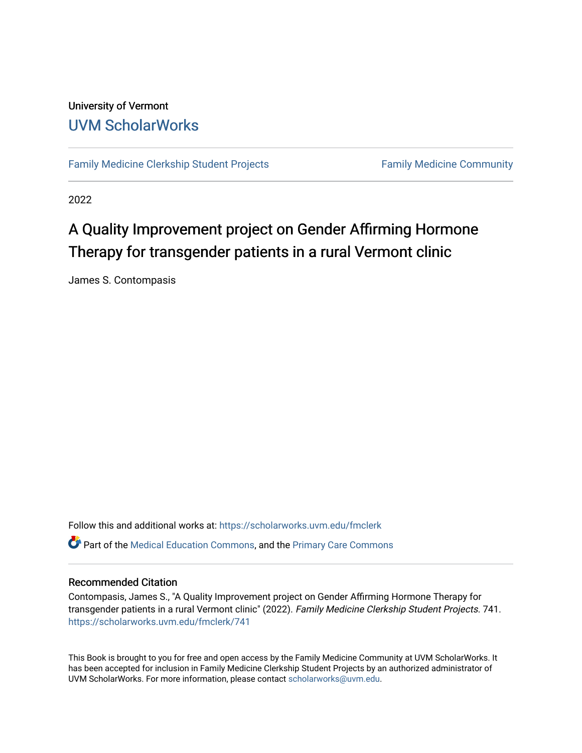University of Vermont

[UVM ScholarWorks](https://scholarworks.uvm.edu)

Family Medicine Clerkship Student Projects | Family Medicine Community

2022

# A Quality Improvement project on Gender Affirming Hormone Therapy for transgender patients in a rural Vermont clinic

James S. Contompasis

Follow this and additional works at: https://scholarworks.uvm.edu/fmclerk

Part of the Medical Education Commons, and the Primary Care Commons

## Recommended Citation

Contompasis, James S., "A Quality Improvement project on Gender Affirming Hormone Therapy for transgender patients in a rural Vermont clinic" (2022). *Family Medicine Clerkship Student Projects*. 741. https://scholarworks.uvm.edu/fmclerk/741

This Book is brought to you for free and open access by the Family Medicine Community at UVM ScholarWorks. It has been accepted for inclusion in Family Medicine Clerkship Student Projects by an authorized administrator of UVM ScholarWorks. For more information, please contact scholarworks@uvm.edu.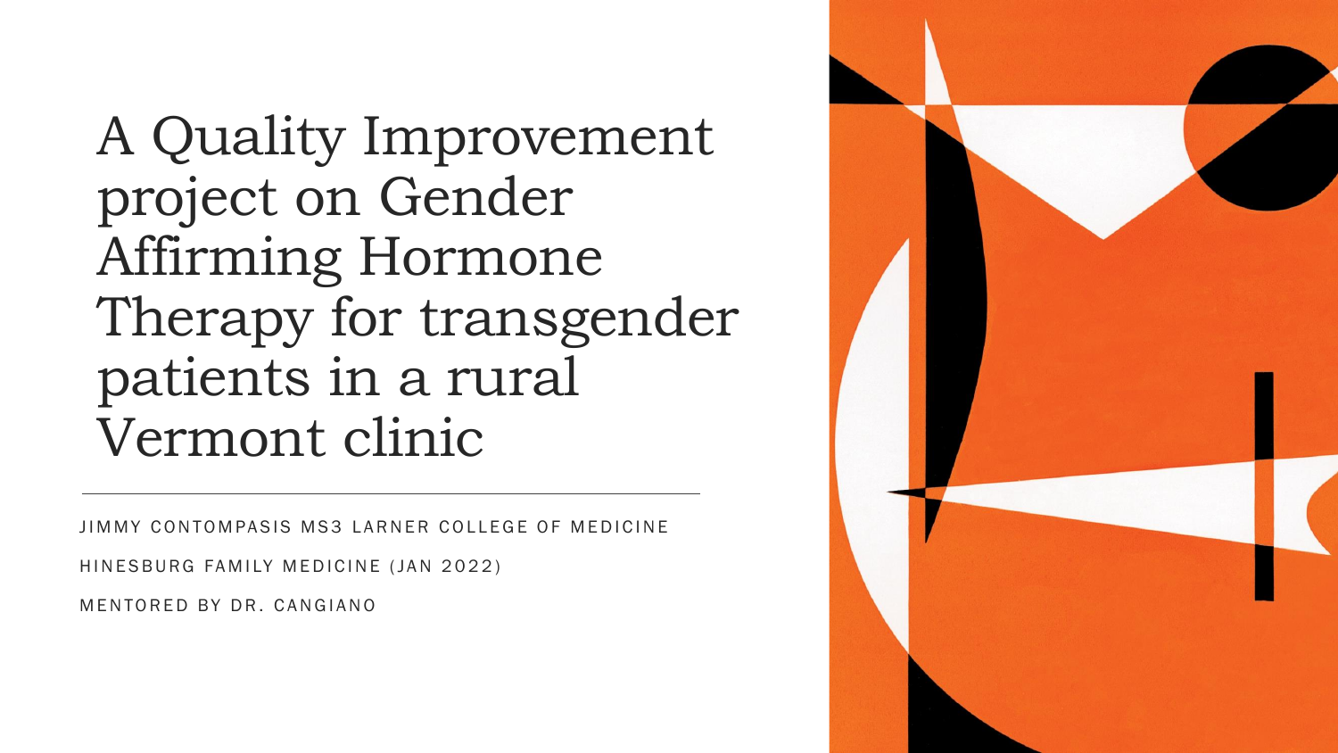# A Quality Improvement project on Gender Affirming Hormone Therapy for transgender patients in a rural Vermont clinic

JIMMY CONTOMPASIS MS3 LARNER COLLEGE OF MEDICINE

HINESBURG FAMILY MEDICINE (JAN 2022)

MENTORED BY DR. CANGIANO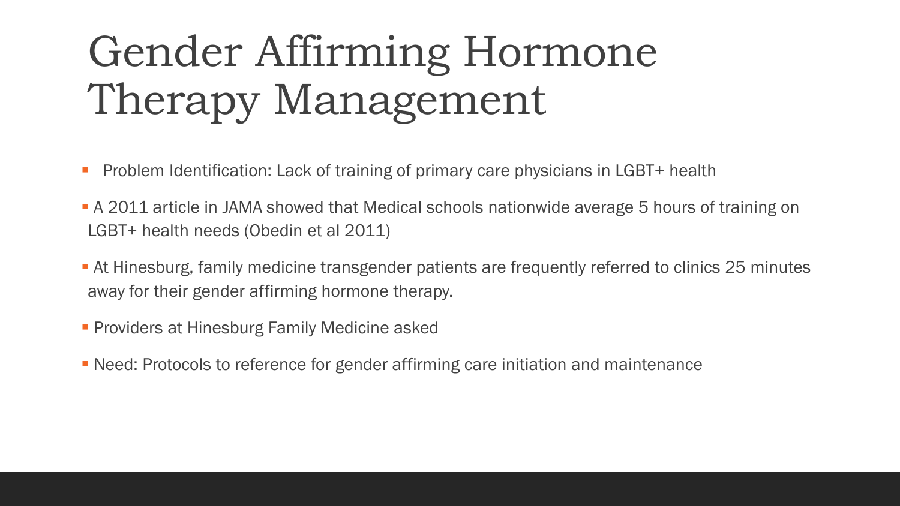# Gender Affirming Hormone Therapy Management

- Problem Identification: Lack of training of primary care physicians in LGBT+ health
- A 2011 article in JAMA showed that Medical schools nationwide average 5 hours of training on LGBT+ health needs (Obedin et al 2011)
- At Hinesburg, family medicine transgender patients are frequently referred to clinics 25 minutes away for their gender affirming hormone therapy.
- Providers at Hinesburg Family Medicine asked
- Need: Protocols to reference for gender affirming care initiation and maintenance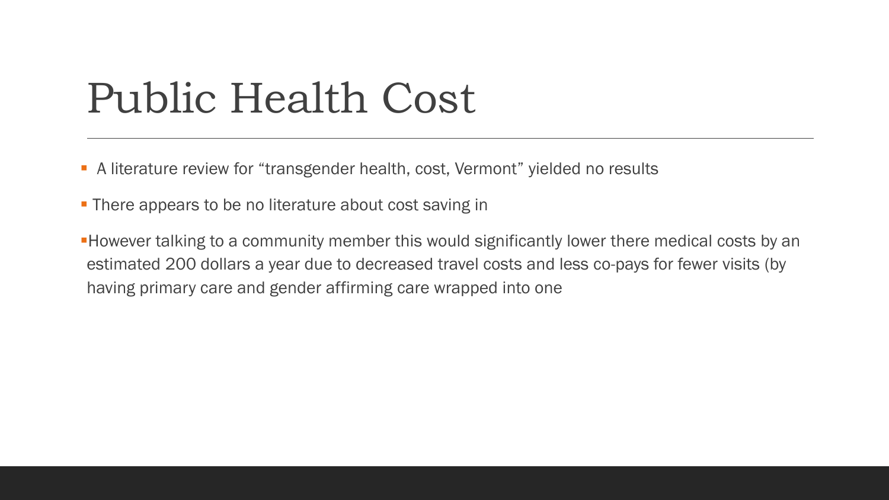# Public Health Cost

- A literature review for “transgender health, cost, Vermont” yielded no results
- There appears to be no literature about cost saving in
- However talking to a community member this would significantly lower there medical costs by an estimated 200 dollars a year due to decreased travel costs and less co-pays for fewer visits (by having primary care and gender affirming care wrapped into one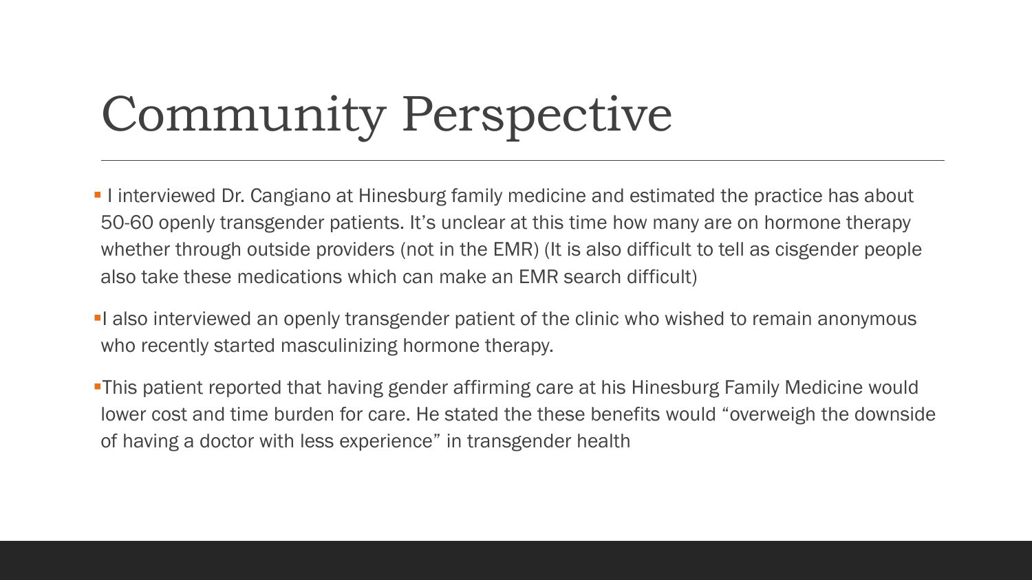# Community Perspective

- I interviewed Dr. Cangiano at Hinesburg family medicine and estimated the practice has about 50-60 openly transgender patients. It's unclear at this time how many are on hormone therapy whether through outside providers (not in the EMR) (It is also difficult to tell as cisgender people also take these medications which can make an EMR search difficult)
- I also interviewed an openly transgender patient of the clinic who wished to remain anonymous who recently started masculinizing hormone therapy.
- This patient reported that having gender affirming care at his Hinesburg Family Medicine would lower cost and time burden for care. He stated the these benefits would "overweigh the downside of having a doctor with less experience" in transgender health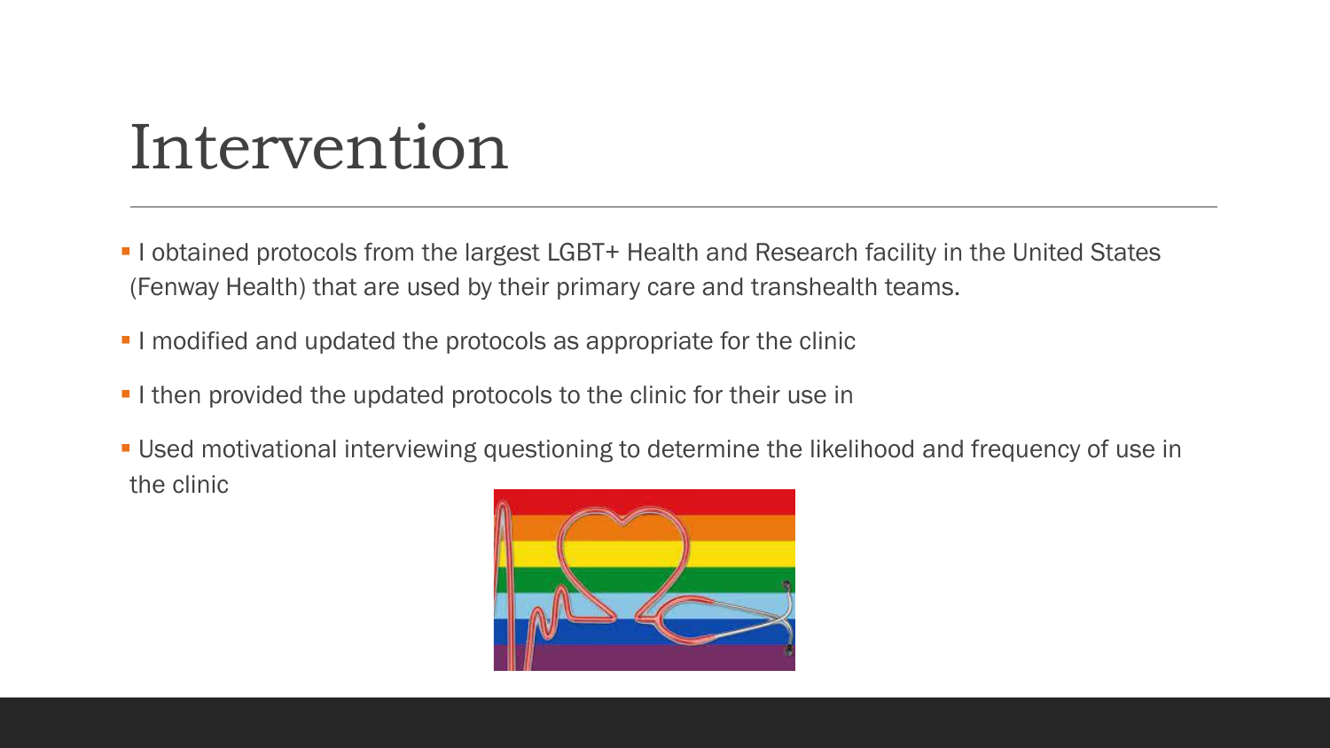# Intervention

- I obtained protocols from the largest LGBT+ Health and Research facility in the United States (Fenway Health) that are used by their primary care and transhealth teams.
- I modified and updated the protocols as appropriate for the clinic
- I then provided the updated protocols to the clinic for their use in
- Used motivational interviewing questioning to determine the likelihood and frequency of use in the clinic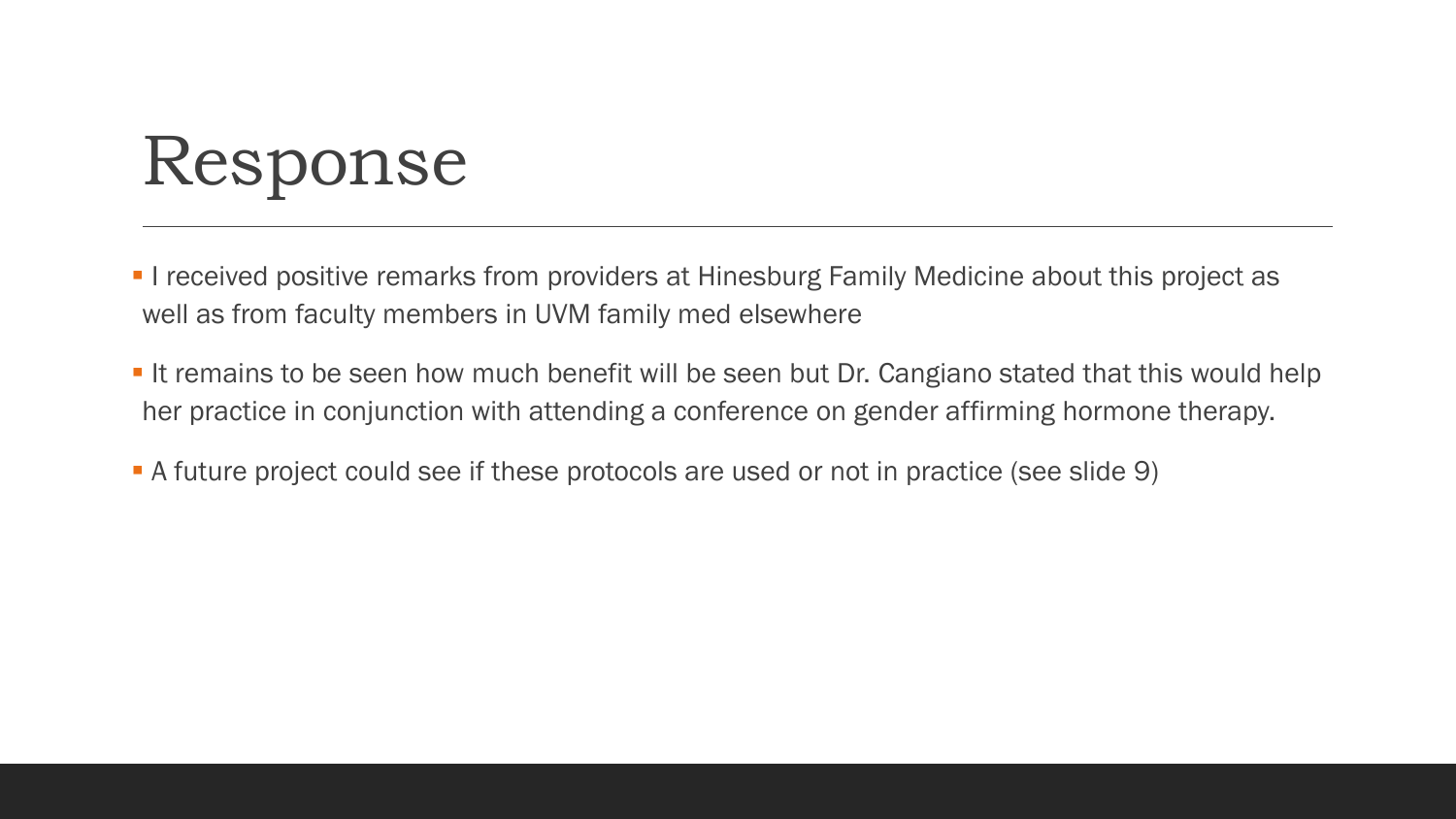# Response

- I received positive remarks from providers at Hinesburg Family Medicine about this project as well as from faculty members in UVM family med elsewhere
- It remains to be seen how much benefit will be seen but Dr. Cangiano stated that this would help her practice in conjunction with attending a conference on gender affirming hormone therapy.
- A future project could see if these protocols are used or not in practice (see slide 9)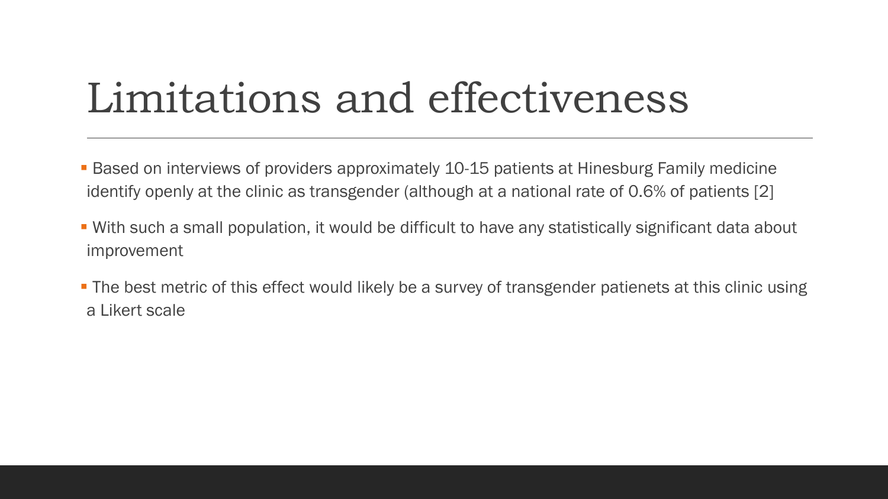# Limitations and effectiveness

- Based on interviews of providers approximately 10-15 patients at Hinesburg Family medicine identify openly at the clinic as transgender (although at a national rate of 0.6% of patients [2]
- With such a small population, it would be difficult to have any statistically significant data about improvement
- The best metric of this effect would likely be a survey of transgender patienets at this clinic using a Likert scale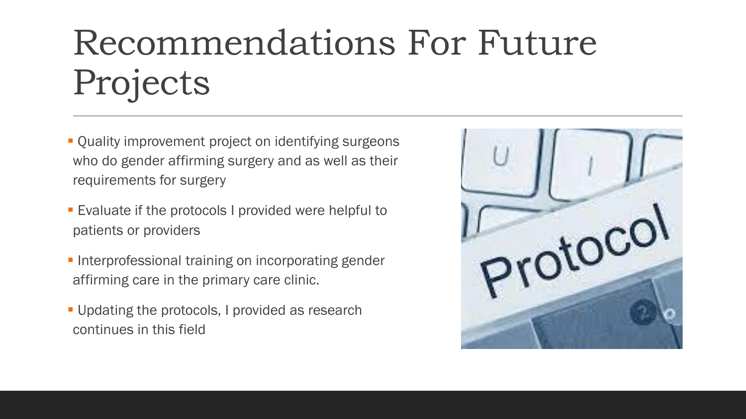# Recommendations For Future Projects

- Quality improvement project on identifying surgeons who do gender affirming surgery and as well as their requirements for surgery
- Evaluate if the protocols I provided were helpful to patients or providers
- Interprofessional training on incorporating gender affirming care in the primary care clinic.
- Updating the protocols, I provided as research continues in this field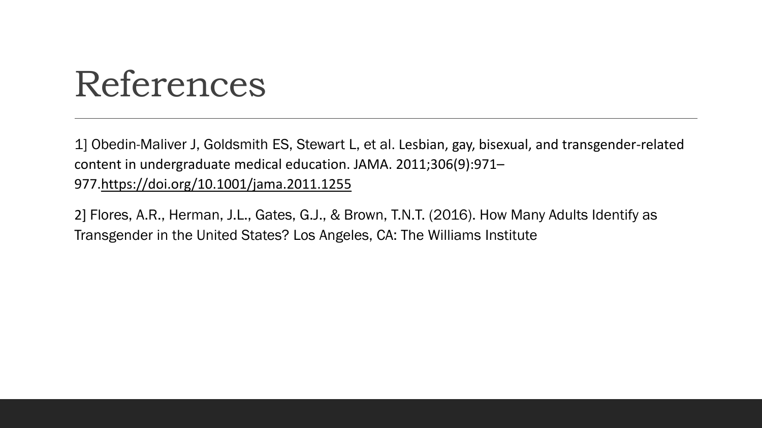# References

1] Obedin-Maliver J, Goldsmith ES, Stewart L, et al. Lesbian, gay, bisexual, and transgender-related content in undergraduate medical education. JAMA. 2011;306(9):971–977.https://doi.org/10.1001/jama.2011.1255

2] Flores, A.R., Herman, J.L., Gates, G.J., & Brown, T.N.T. (2016). How Many Adults Identify as Transgender in the United States? Los Angeles, CA: The Williams Institute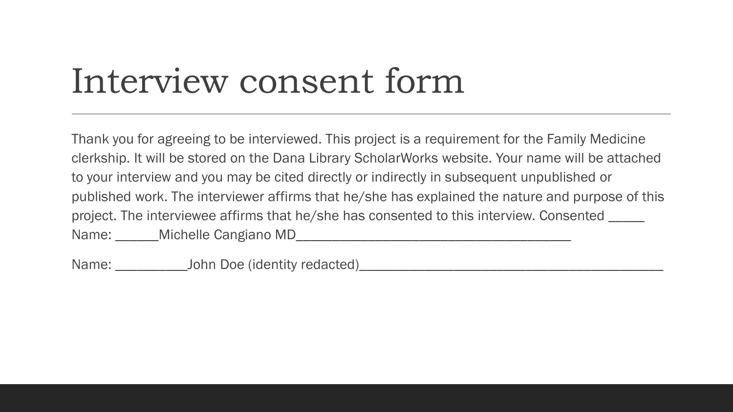# Interview consent form

Thank you for agreeing to be interviewed. This project is a requirement for the Family Medicine clerkship. It will be stored on the Dana Library ScholarWorks website. Your name will be attached to your interview and you may be cited directly or indirectly in subsequent unpublished or published work. The interviewer affirms that he/she has explained the nature and purpose of this project. The interviewee affirms that he/she has consented to this interview. Consented _____
Name: ______Michelle Cangiano MD_______________________________________

Name: __________John Doe (identity redacted)___________________________________________